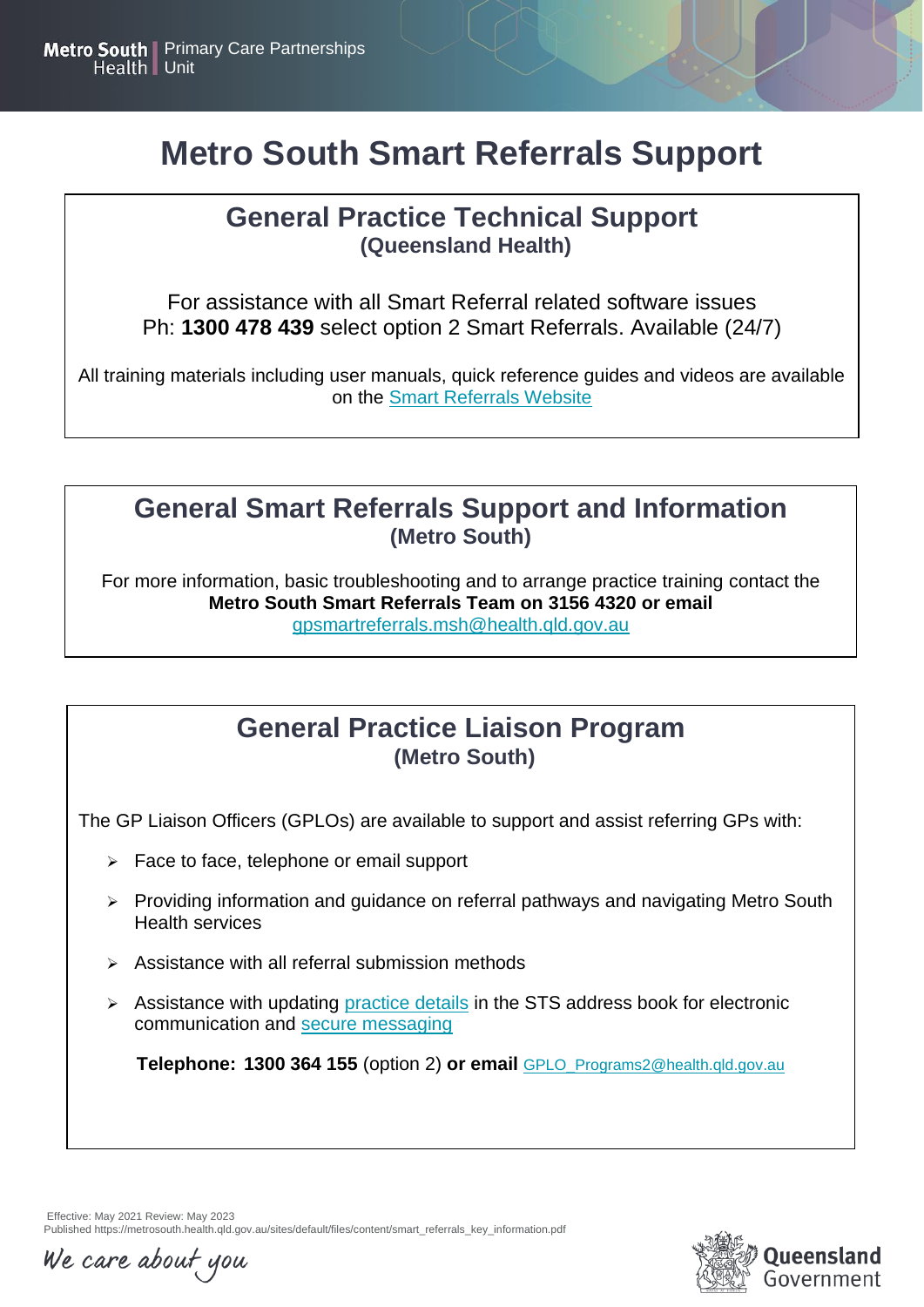# Metro South Smart Referrals Support

## General Practice Technical Support
**(Queensland Health)**

For assistance with all Smart Referral related software issues
Ph: **1300 478 439** select option 2 Smart Referrals. Available (24/7)

All training materials including user manuals, quick reference guides and videos are available on the Smart Referrals Website

## General Smart Referrals Support and Information
**(Metro South)**

For more information, basic troubleshooting and to arrange practice training contact the **Metro South Smart Referrals Team on 3156 4320 or email** gpsmartreferrals.msh@health.qld.gov.au

## General Practice Liaison Program
**(Metro South)**

The GP Liaison Officers (GPLOs) are available to support and assist referring GPs with:

- Face to face, telephone or email support
- Providing information and guidance on referral pathways and navigating Metro South Health services
- Assistance with all referral submission methods
- Assistance with updating practice details in the STS address book for electronic communication and secure messaging

**Telephone: 1300 364 155** (option 2) **or email** GPLO_Programs2@health.qld.gov.au

Effective: May 2021 Review: May 2023
Published https://metrosouth.health.qld.gov.au/sites/default/files/content/smart_referrals_key_information.pdf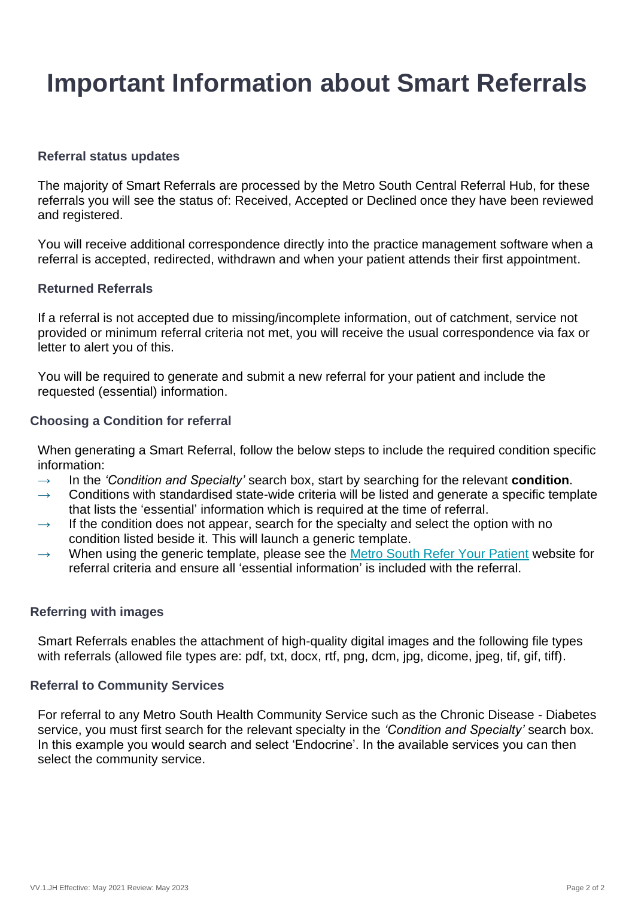# Important Information about Smart Referrals

### Referral status updates

The majority of Smart Referrals are processed by the Metro South Central Referral Hub, for these referrals you will see the status of: Received, Accepted or Declined once they have been reviewed and registered.

You will receive additional correspondence directly into the practice management software when a referral is accepted, redirected, withdrawn and when your patient attends their first appointment.

### Returned Referrals

If a referral is not accepted due to missing/incomplete information, out of catchment, service not provided or minimum referral criteria not met, you will receive the usual correspondence via fax or letter to alert you of this.

You will be required to generate and submit a new referral for your patient and include the requested (essential) information.

### Choosing a Condition for referral

When generating a Smart Referral, follow the below steps to include the required condition specific information:

- In the *'Condition and Specialty'* search box, start by searching for the relevant **condition**.
- Conditions with standardised state-wide criteria will be listed and generate a specific template that lists the 'essential' information which is required at the time of referral.
- If the condition does not appear, search for the specialty and select the option with no condition listed beside it. This will launch a generic template.
- When using the generic template, please see the Metro South Refer Your Patient website for referral criteria and ensure all 'essential information' is included with the referral.

### Referring with images

Smart Referrals enables the attachment of high-quality digital images and the following file types with referrals (allowed file types are: pdf, txt, docx, rtf, png, dcm, jpg, dicome, jpeg, tif, gif, tiff).

### Referral to Community Services

For referral to any Metro South Health Community Service such as the Chronic Disease - Diabetes service, you must first search for the relevant specialty in the *'Condition and Specialty'* search box. In this example you would search and select 'Endocrine'. In the available services you can then select the community service.

VV.1.JH Effective: May 2021 Review: May 2023